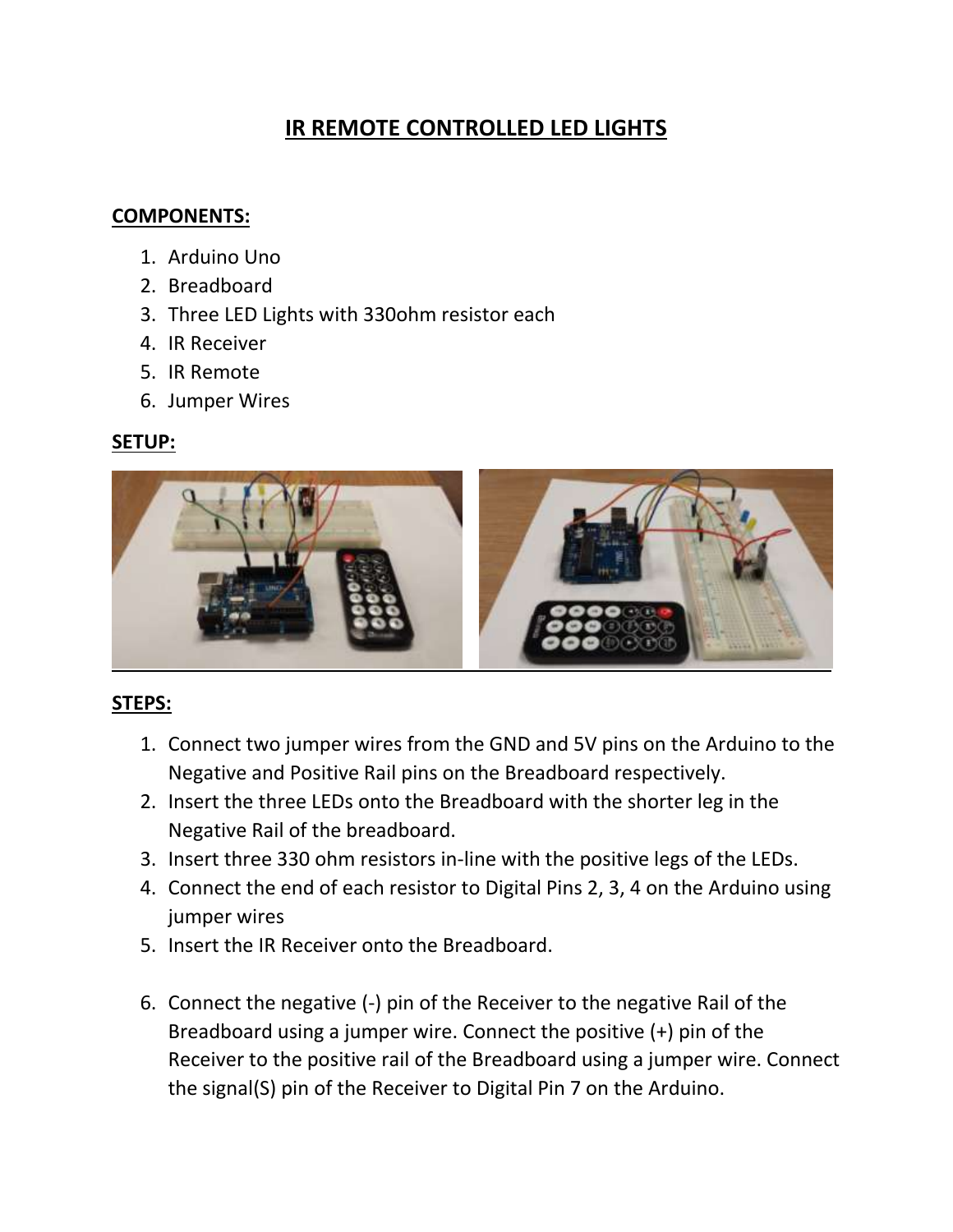# IR REMOTE CONTROLLED LED LIGHTS

**COMPONENTS:**

1. Arduino Uno
2. Breadboard
3. Three LED Lights with 330ohm resistor each
4. IR Receiver
5. IR Remote
6. Jumper Wires

**SETUP:**

**STEPS:**

1. Connect two jumper wires from the GND and 5V pins on the Arduino to the Negative and Positive Rail pins on the Breadboard respectively.
2. Insert the three LEDs onto the Breadboard with the shorter leg in the Negative Rail of the breadboard.
3. Insert three 330 ohm resistors in-line with the positive legs of the LEDs.
4. Connect the end of each resistor to Digital Pins 2, 3, 4 on the Arduino using jumper wires
5. Insert the IR Receiver onto the Breadboard.

6. Connect the negative (-) pin of the Receiver to the negative Rail of the Breadboard using a jumper wire. Connect the positive (+) pin of the Receiver to the positive rail of the Breadboard using a jumper wire. Connect the signal(S) pin of the Receiver to Digital Pin 7 on the Arduino.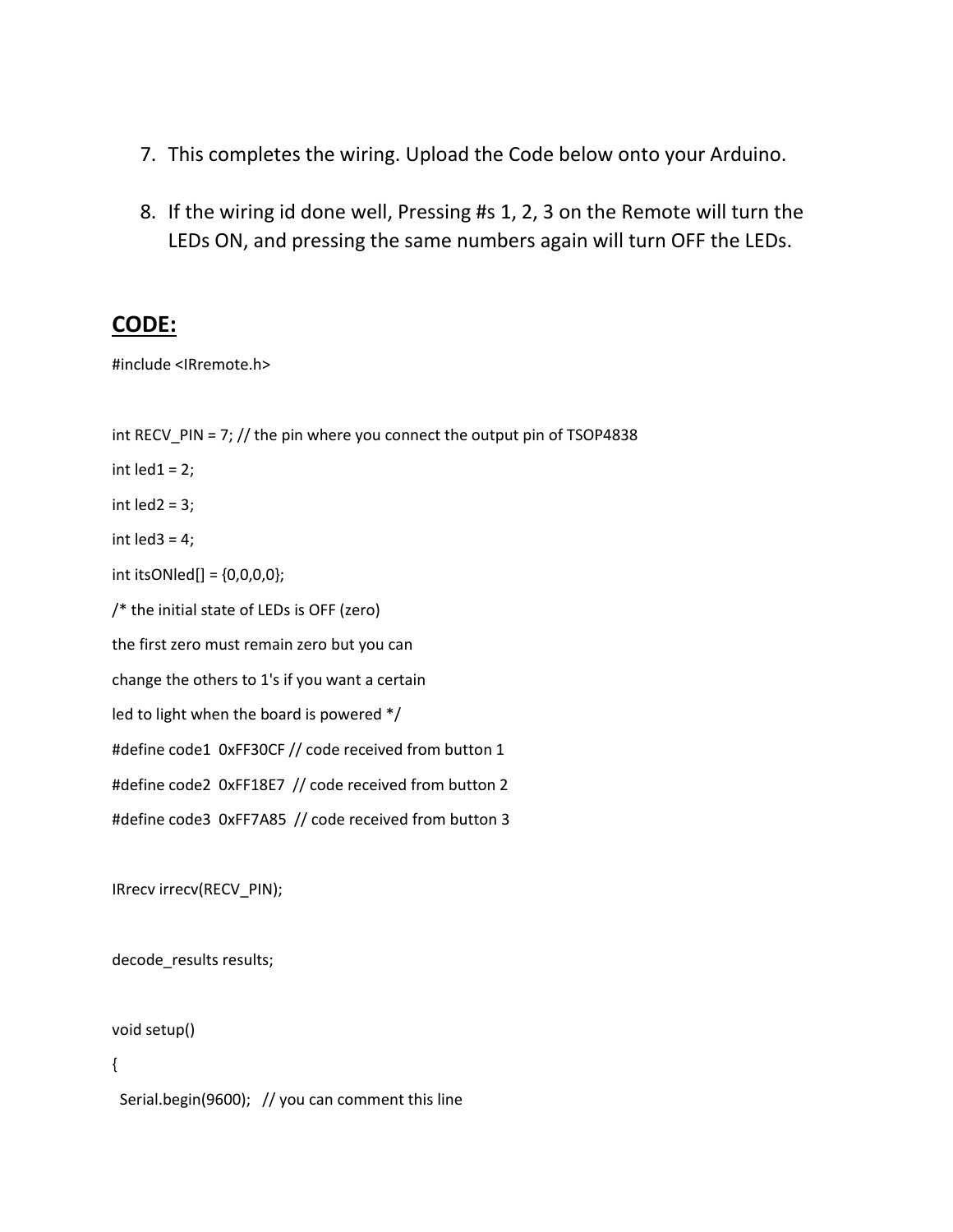7. This completes the wiring. Upload the Code below onto your Arduino.

8. If the wiring id done well, Pressing #s 1, 2, 3 on the Remote will turn the LEDs ON, and pressing the same numbers again will turn OFF the LEDs.

## CODE:

```
#include <IRremote.h>

int RECV_PIN = 7; // the pin where you connect the output pin of TSOP4838
int led1 = 2;
int led2 = 3;
int led3 = 4;
int itsONled[] = {0,0,0,0};
/* the initial state of LEDs is OFF (zero)
the first zero must remain zero but you can
change the others to 1's if you want a certain
led to light when the board is powered */
#define code1  0xFF30CF // code received from button 1
#define code2  0xFF18E7  // code received from button 2
#define code3  0xFF7A85  // code received from button 3

IRrecv irrecv(RECV_PIN);

decode_results results;

void setup()
{
  Serial.begin(9600);   // you can comment this line
```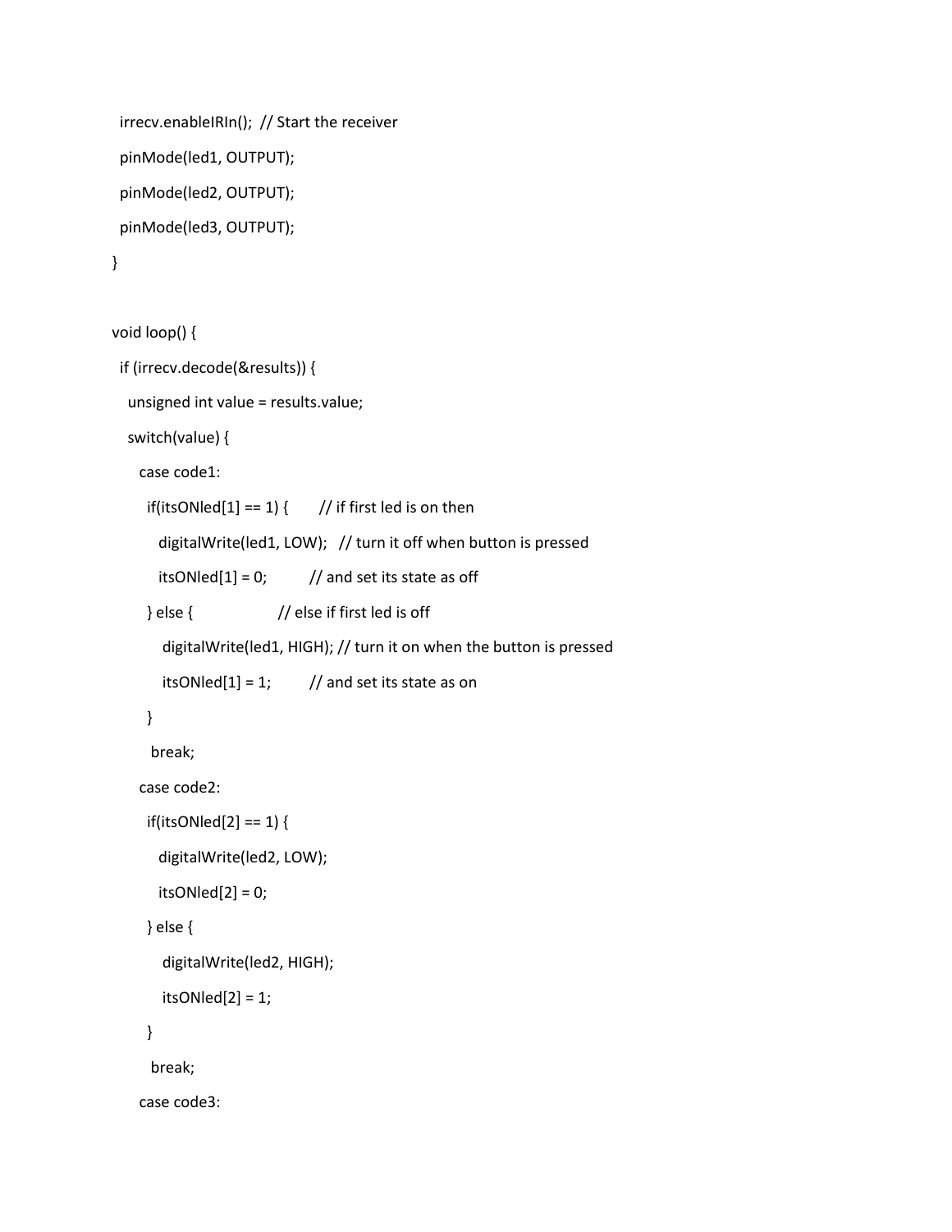```
  irrecv.enableIRIn();  // Start the receiver
  pinMode(led1, OUTPUT);
  pinMode(led2, OUTPUT);
  pinMode(led3, OUTPUT);
}

void loop() {
  if (irrecv.decode(&results)) {
    unsigned int value = results.value;
    switch(value) {
      case code1:
        if(itsONled[1] == 1) {       // if first led is on then
          digitalWrite(led1, LOW);   // turn it off when button is pressed
          itsONled[1] = 0;           // and set its state as off
        } else {                     // else if first led is off
           digitalWrite(led1, HIGH); // turn it on when the button is pressed
           itsONled[1] = 1;          // and set its state as on
        }
         break;
      case code2:
        if(itsONled[2] == 1) {
          digitalWrite(led2, LOW);
          itsONled[2] = 0;
        } else {
           digitalWrite(led2, HIGH);
           itsONled[2] = 1;
        }
         break;
      case code3:
```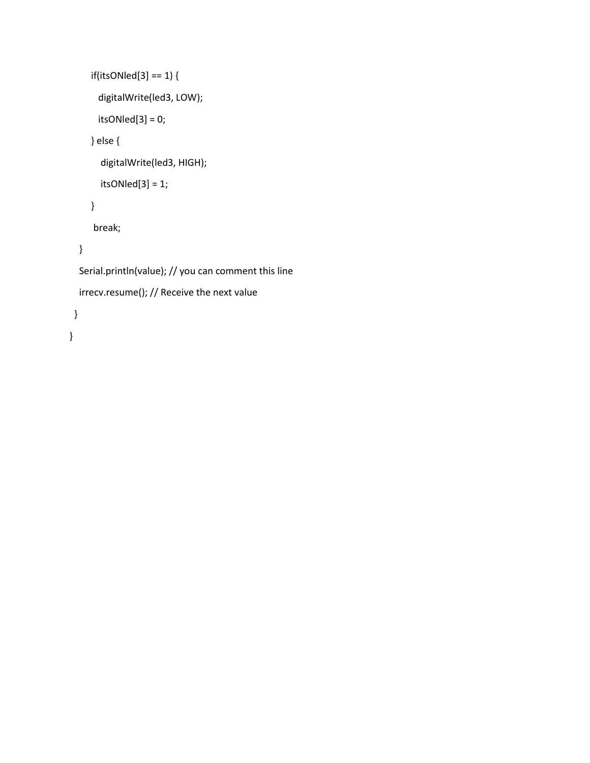```
      if(itsONled[3] == 1) {
        digitalWrite(led3, LOW);
        itsONled[3] = 0;
      } else {
         digitalWrite(led3, HIGH);
         itsONled[3] = 1;
      }
       break;
    }
    Serial.println(value); // you can comment this line
    irrecv.resume(); // Receive the next value
  }
}
```